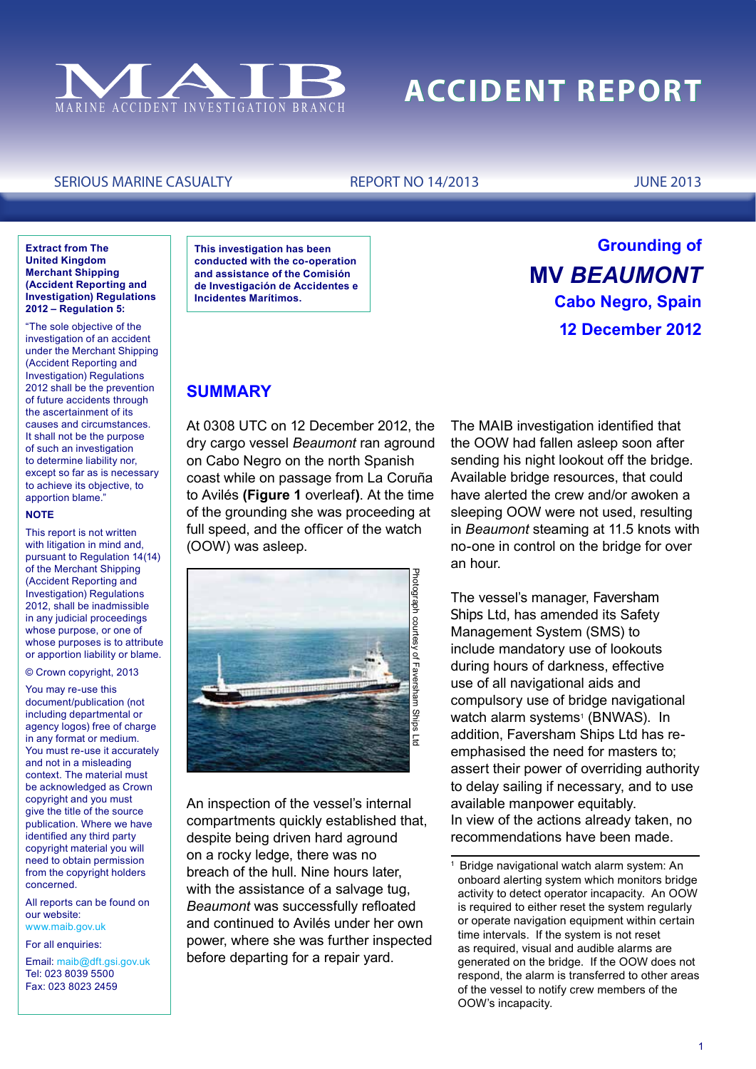# MAIB

MARINE ACCIDENT INVESTIGATION BRANCH

# ACCIDENT REPORT

SERIOUS MARINE CASUALTY | REPORT NO 14/2013 | JUNE 2013

**Extract from The United Kingdom Merchant Shipping (Accident Reporting and Investigation) Regulations 2012 – Regulation 5:**

"The sole objective of the investigation of an accident under the Merchant Shipping (Accident Reporting and Investigation) Regulations 2012 shall be the prevention of future accidents through the ascertainment of its causes and circumstances. It shall not be the purpose of such an investigation to determine liability nor, except so far as is necessary to achieve its objective, to apportion blame."

**NOTE**

This report is not written with litigation in mind and, pursuant to Regulation 14(14) of the Merchant Shipping (Accident Reporting and Investigation) Regulations 2012, shall be inadmissible in any judicial proceedings whose purpose, or one of whose purposes is to attribute or apportion liability or blame.

© Crown copyright, 2013

You may re-use this document/publication (not including departmental or agency logos) free of charge in any format or medium. You must re-use it accurately and not in a misleading context. The material must be acknowledged as Crown copyright and you must give the title of the source publication. Where we have identified any third party copyright material you will need to obtain permission from the copyright holders concerned.

All reports can be found on our website:
www.maib.gov.uk

For all enquiries:

Email: maib@dft.gsi.gov.uk
Tel: 023 8039 5500
Fax: 023 8023 2459

**This investigation has been conducted with the co-operation and assistance of the Comisión de Investigación de Accidentes e Incidentes Marítimos.**

## Grounding of MV *BEAUMONT*
## Cabo Negro, Spain
## 12 December 2012

## SUMMARY

At 0308 UTC on 12 December 2012, the dry cargo vessel *Beaumont* ran aground on Cabo Negro on the north Spanish coast while on passage from La Coruña to Avilés **(Figure 1** overleaf**)**. At the time of the grounding she was proceeding at full speed, and the officer of the watch (OOW) was asleep.

Photograph courtesy of Faversham Ships Ltd

An inspection of the vessel's internal compartments quickly established that, despite being driven hard aground on a rocky ledge, there was no breach of the hull. Nine hours later, with the assistance of a salvage tug, *Beaumont* was successfully refloated and continued to Avilés under her own power, where she was further inspected before departing for a repair yard.

The MAIB investigation identified that the OOW had fallen asleep soon after sending his night lookout off the bridge. Available bridge resources, that could have alerted the crew and/or awoken a sleeping OOW were not used, resulting in *Beaumont* steaming at 11.5 knots with no-one in control on the bridge for over an hour.

The vessel's manager, Faversham Ships Ltd, has amended its Safety Management System (SMS) to include mandatory use of lookouts during hours of darkness, effective use of all navigational aids and compulsory use of bridge navigational watch alarm systems[1] (BNWAS). In addition, Faversham Ships Ltd has re-emphasised the need for masters to; assert their power of overriding authority to delay sailing if necessary, and to use available manpower equitably.
In view of the actions already taken, no recommendations have been made.

[1] Bridge navigational watch alarm system: An onboard alerting system which monitors bridge activity to detect operator incapacity. An OOW is required to either reset the system regularly or operate navigation equipment within certain time intervals. If the system is not reset as required, visual and audible alarms are generated on the bridge. If the OOW does not respond, the alarm is transferred to other areas of the vessel to notify crew members of the OOW's incapacity.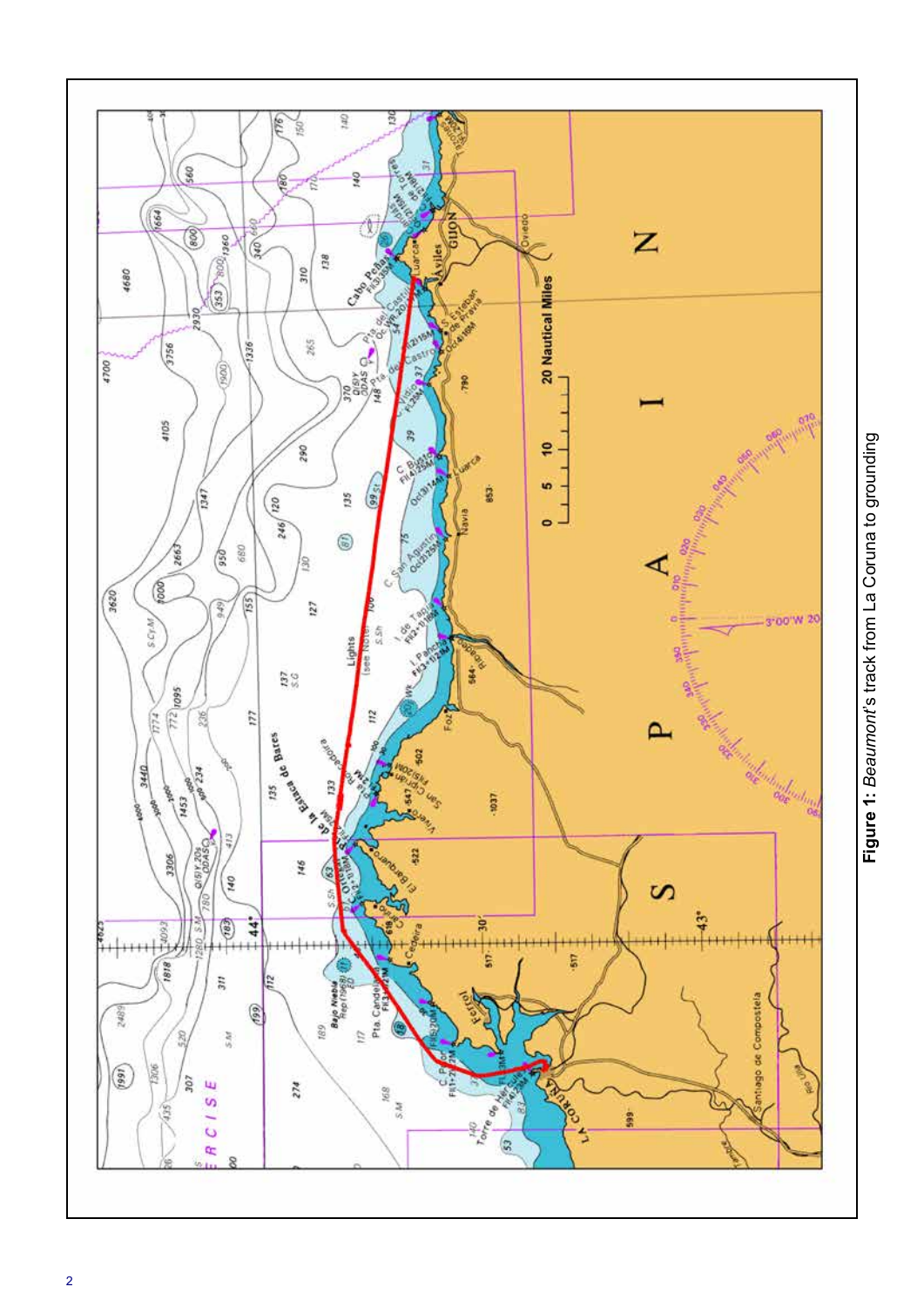**Figure 1:** *Beaumont*'s track from La Coruna to grounding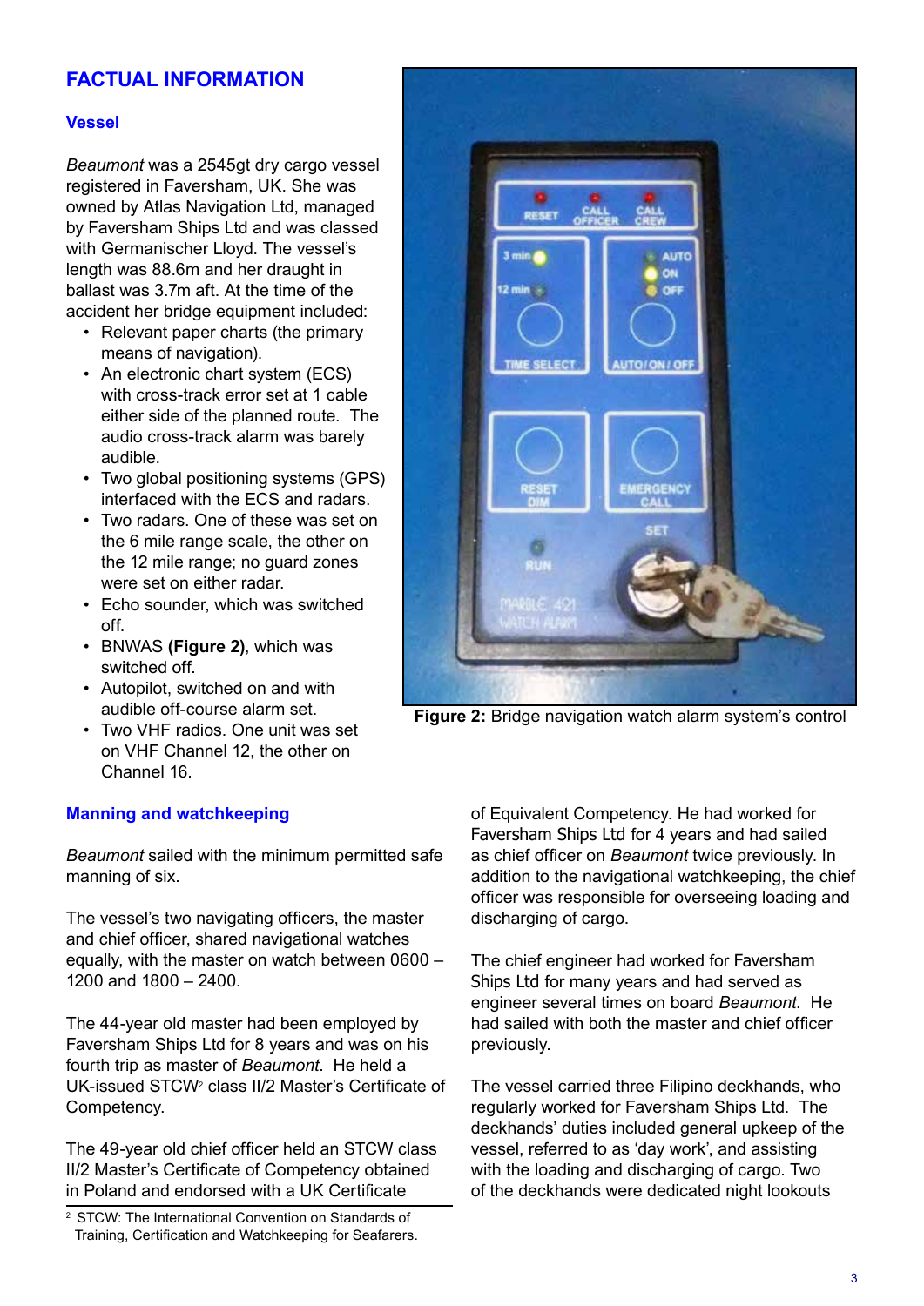## FACTUAL INFORMATION

### Vessel

*Beaumont* was a 2545gt dry cargo vessel registered in Faversham, UK. She was owned by Atlas Navigation Ltd, managed by Faversham Ships Ltd and was classed with Germanischer Lloyd. The vessel's length was 88.6m and her draught in ballast was 3.7m aft. At the time of the accident her bridge equipment included:

- Relevant paper charts (the primary means of navigation).
- An electronic chart system (ECS) with cross-track error set at 1 cable either side of the planned route. The audio cross-track alarm was barely audible.
- Two global positioning systems (GPS) interfaced with the ECS and radars.
- Two radars. One of these was set on the 6 mile range scale, the other on the 12 mile range; no guard zones were set on either radar.
- Echo sounder, which was switched off.
- BNWAS **(Figure 2)**, which was switched off.
- Autopilot, switched on and with audible off-course alarm set.
- Two VHF radios. One unit was set on VHF Channel 12, the other on Channel 16.

**Figure 2:** Bridge navigation watch alarm system's control

### Manning and watchkeeping

*Beaumont* sailed with the minimum permitted safe manning of six.

The vessel's two navigating officers, the master and chief officer, shared navigational watches equally, with the master on watch between 0600 – 1200 and 1800 – 2400.

The 44-year old master had been employed by Faversham Ships Ltd for 8 years and was on his fourth trip as master of *Beaumont*. He held a UK-issued STCW[2] class II/2 Master's Certificate of Competency.

The 49-year old chief officer held an STCW class II/2 Master's Certificate of Competency obtained in Poland and endorsed with a UK Certificate of Equivalent Competency. He had worked for Faversham Ships Ltd for 4 years and had sailed as chief officer on *Beaumont* twice previously. In addition to the navigational watchkeeping, the chief officer was responsible for overseeing loading and discharging of cargo.

The chief engineer had worked for Faversham Ships Ltd for many years and had served as engineer several times on board *Beaumont*. He had sailed with both the master and chief officer previously.

The vessel carried three Filipino deckhands, who regularly worked for Faversham Ships Ltd. The deckhands' duties included general upkeep of the vessel, referred to as 'day work', and assisting with the loading and discharging of cargo. Two of the deckhands were dedicated night lookouts

[2] STCW: The International Convention on Standards of Training, Certification and Watchkeeping for Seafarers.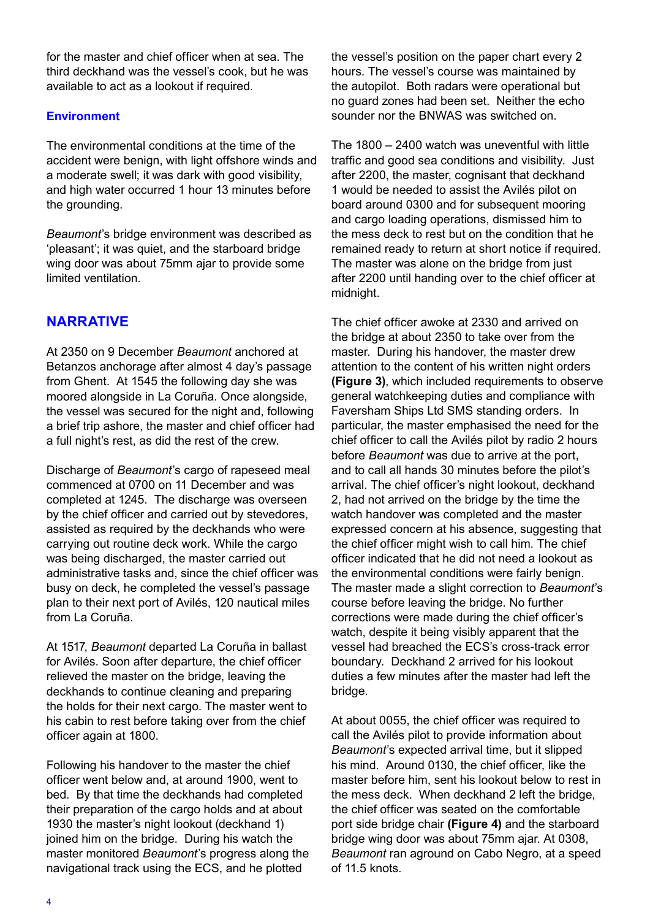for the master and chief officer when at sea. The third deckhand was the vessel's cook, but he was available to act as a lookout if required.

### Environment

The environmental conditions at the time of the accident were benign, with light offshore winds and a moderate swell; it was dark with good visibility, and high water occurred 1 hour 13 minutes before the grounding.

*Beaumont*'s bridge environment was described as 'pleasant'; it was quiet, and the starboard bridge wing door was about 75mm ajar to provide some limited ventilation.

## NARRATIVE

At 2350 on 9 December *Beaumont* anchored at Betanzos anchorage after almost 4 day's passage from Ghent. At 1545 the following day she was moored alongside in La Coruña. Once alongside, the vessel was secured for the night and, following a brief trip ashore, the master and chief officer had a full night's rest, as did the rest of the crew.

Discharge of *Beaumont*'s cargo of rapeseed meal commenced at 0700 on 11 December and was completed at 1245. The discharge was overseen by the chief officer and carried out by stevedores, assisted as required by the deckhands who were carrying out routine deck work. While the cargo was being discharged, the master carried out administrative tasks and, since the chief officer was busy on deck, he completed the vessel's passage plan to their next port of Avilés, 120 nautical miles from La Coruña.

At 1517, *Beaumont* departed La Coruña in ballast for Avilés. Soon after departure, the chief officer relieved the master on the bridge, leaving the deckhands to continue cleaning and preparing the holds for their next cargo. The master went to his cabin to rest before taking over from the chief officer again at 1800.

Following his handover to the master the chief officer went below and, at around 1900, went to bed. By that time the deckhands had completed their preparation of the cargo holds and at about 1930 the master's night lookout (deckhand 1) joined him on the bridge. During his watch the master monitored *Beaumont*'s progress along the navigational track using the ECS, and he plotted the vessel's position on the paper chart every 2 hours. The vessel's course was maintained by the autopilot. Both radars were operational but no guard zones had been set. Neither the echo sounder nor the BNWAS was switched on.

The 1800 – 2400 watch was uneventful with little traffic and good sea conditions and visibility. Just after 2200, the master, cognisant that deckhand 1 would be needed to assist the Avilés pilot on board around 0300 and for subsequent mooring and cargo loading operations, dismissed him to the mess deck to rest but on the condition that he remained ready to return at short notice if required. The master was alone on the bridge from just after 2200 until handing over to the chief officer at midnight.

The chief officer awoke at 2330 and arrived on the bridge at about 2350 to take over from the master. During his handover, the master drew attention to the content of his written night orders **(Figure 3)**, which included requirements to observe general watchkeeping duties and compliance with Faversham Ships Ltd SMS standing orders. In particular, the master emphasised the need for the chief officer to call the Avilés pilot by radio 2 hours before *Beaumont* was due to arrive at the port, and to call all hands 30 minutes before the pilot's arrival. The chief officer's night lookout, deckhand 2, had not arrived on the bridge by the time the watch handover was completed and the master expressed concern at his absence, suggesting that the chief officer might wish to call him. The chief officer indicated that he did not need a lookout as the environmental conditions were fairly benign. The master made a slight correction to *Beaumont*'s course before leaving the bridge. No further corrections were made during the chief officer's watch, despite it being visibly apparent that the vessel had breached the ECS's cross-track error boundary. Deckhand 2 arrived for his lookout duties a few minutes after the master had left the bridge.

At about 0055, the chief officer was required to call the Avilés pilot to provide information about *Beaumont*'s expected arrival time, but it slipped his mind. Around 0130, the chief officer, like the master before him, sent his lookout below to rest in the mess deck. When deckhand 2 left the bridge, the chief officer was seated on the comfortable port side bridge chair **(Figure 4)** and the starboard bridge wing door was about 75mm ajar. At 0308, *Beaumont* ran aground on Cabo Negro, at a speed of 11.5 knots.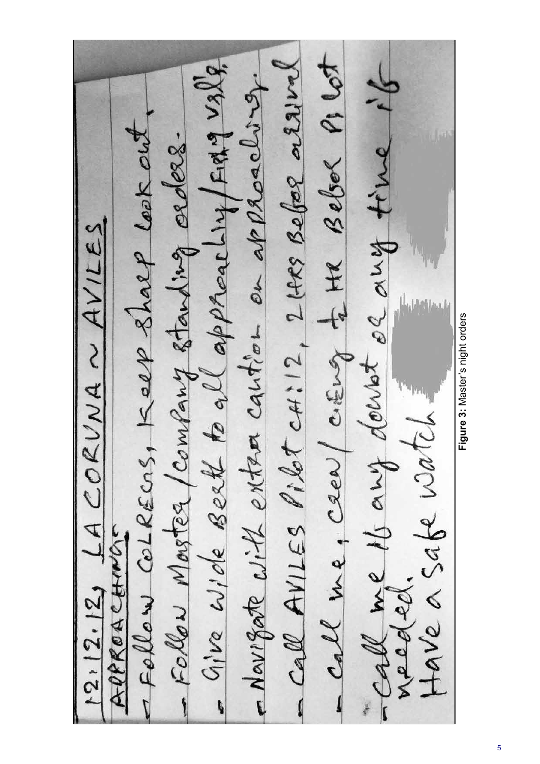12.12.12, LA CORUNA ~ AVILES

APPROACHING

- Follow COLREGS, Keep sharp look out.
- Follow Master/company standing orders.
- Give wide Berth to all approaching/Fishing vsl's.
- Navigate with extra caution on approaching.
- Call AVILES Pilot CH:12, 2 HRS Before arrival
- Call me, crew/eng 1 HR Before Pilot
- Call me if any doubt or any time if needed.

Have a safe watch

**Figure 3:** Master's night orders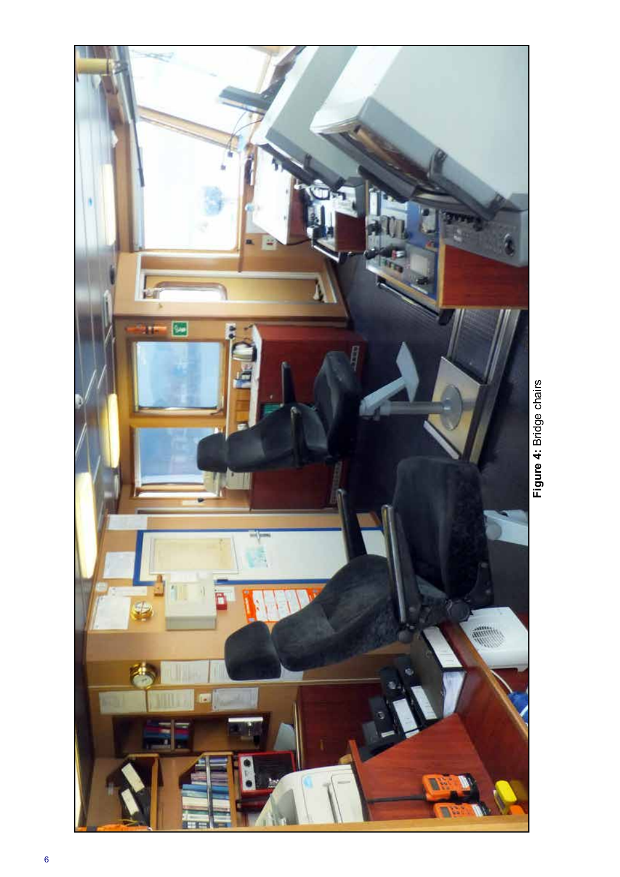**Figure 4:** Bridge chairs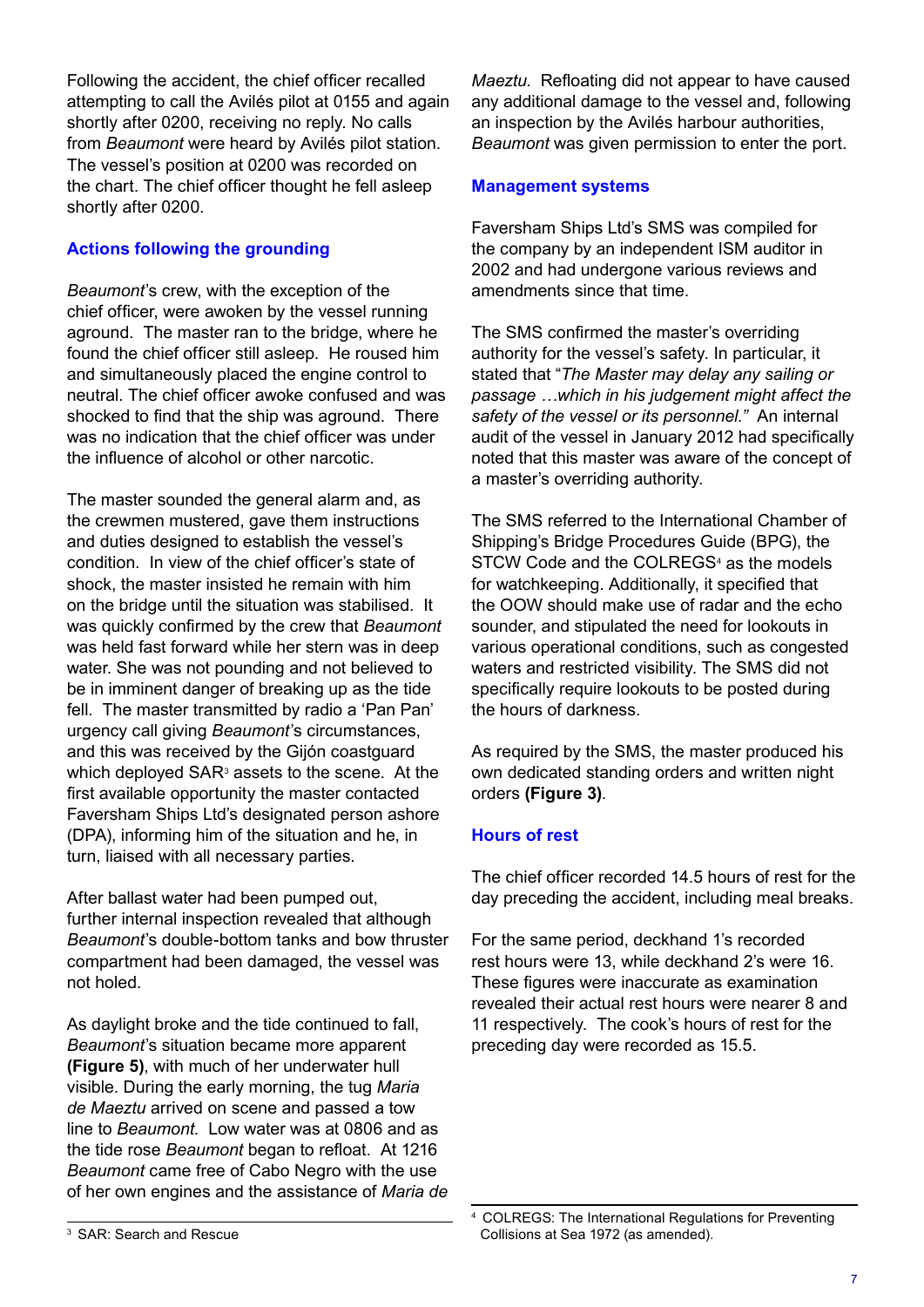Following the accident, the chief officer recalled attempting to call the Avilés pilot at 0155 and again shortly after 0200, receiving no reply. No calls from *Beaumont* were heard by Avilés pilot station. The vessel's position at 0200 was recorded on the chart. The chief officer thought he fell asleep shortly after 0200.

### Actions following the grounding

*Beaumont*'s crew, with the exception of the chief officer, were awoken by the vessel running aground. The master ran to the bridge, where he found the chief officer still asleep. He roused him and simultaneously placed the engine control to neutral. The chief officer awoke confused and was shocked to find that the ship was aground. There was no indication that the chief officer was under the influence of alcohol or other narcotic.

The master sounded the general alarm and, as the crewmen mustered, gave them instructions and duties designed to establish the vessel's condition. In view of the chief officer's state of shock, the master insisted he remain with him on the bridge until the situation was stabilised. It was quickly confirmed by the crew that *Beaumont* was held fast forward while her stern was in deep water. She was not pounding and not believed to be in imminent danger of breaking up as the tide fell. The master transmitted by radio a 'Pan Pan' urgency call giving *Beaumont*'s circumstances, and this was received by the Gijón coastguard which deployed SAR[3] assets to the scene. At the first available opportunity the master contacted Faversham Ships Ltd's designated person ashore (DPA), informing him of the situation and he, in turn, liaised with all necessary parties.

After ballast water had been pumped out, further internal inspection revealed that although *Beaumont*'s double-bottom tanks and bow thruster compartment had been damaged, the vessel was not holed.

As daylight broke and the tide continued to fall, *Beaumont*'s situation became more apparent **(Figure 5)**, with much of her underwater hull visible. During the early morning, the tug *Maria de Maeztu* arrived on scene and passed a tow line to *Beaumont*. Low water was at 0806 and as the tide rose *Beaumont* began to refloat. At 1216 *Beaumont* came free of Cabo Negro with the use of her own engines and the assistance of *Maria de Maeztu*. Refloating did not appear to have caused any additional damage to the vessel and, following an inspection by the Avilés harbour authorities, *Beaumont* was given permission to enter the port.

### Management systems

Faversham Ships Ltd's SMS was compiled for the company by an independent ISM auditor in 2002 and had undergone various reviews and amendments since that time.

The SMS confirmed the master's overriding authority for the vessel's safety. In particular, it stated that "*The Master may delay any sailing or passage …which in his judgement might affect the safety of the vessel or its personnel."* An internal audit of the vessel in January 2012 had specifically noted that this master was aware of the concept of a master's overriding authority.

The SMS referred to the International Chamber of Shipping's Bridge Procedures Guide (BPG), the STCW Code and the COLREGS[4] as the models for watchkeeping. Additionally, it specified that the OOW should make use of radar and the echo sounder, and stipulated the need for lookouts in various operational conditions, such as congested waters and restricted visibility. The SMS did not specifically require lookouts to be posted during the hours of darkness.

As required by the SMS, the master produced his own dedicated standing orders and written night orders **(Figure 3)**.

### Hours of rest

The chief officer recorded 14.5 hours of rest for the day preceding the accident, including meal breaks.

For the same period, deckhand 1's recorded rest hours were 13, while deckhand 2's were 16. These figures were inaccurate as examination revealed their actual rest hours were nearer 8 and 11 respectively. The cook's hours of rest for the preceding day were recorded as 15.5.

---

[3] SAR: Search and Rescue

[4] COLREGS: The International Regulations for Preventing Collisions at Sea 1972 (as amended).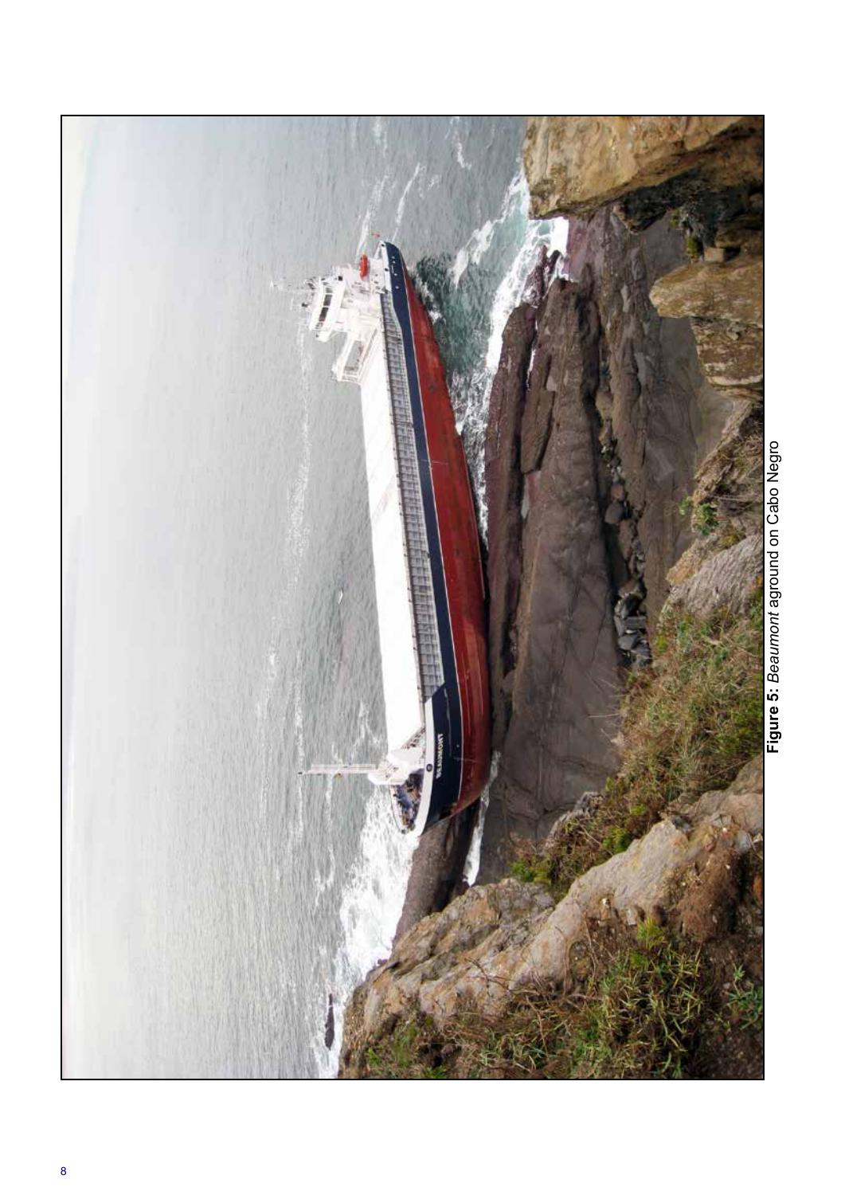**Figure 5**: *Beaumont* aground on Cabo Negro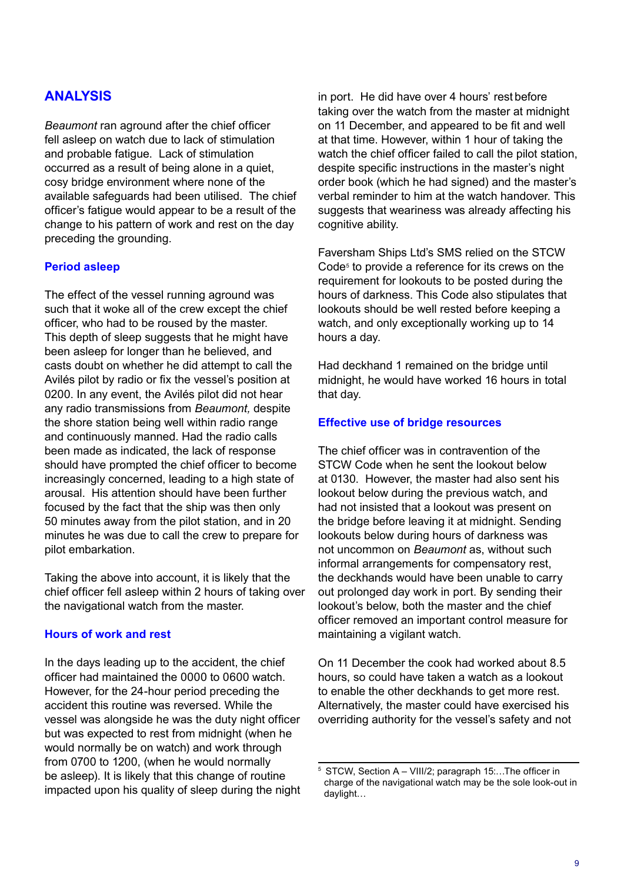## ANALYSIS

*Beaumont* ran aground after the chief officer fell asleep on watch due to lack of stimulation and probable fatigue. Lack of stimulation occurred as a result of being alone in a quiet, cosy bridge environment where none of the available safeguards had been utilised. The chief officer's fatigue would appear to be a result of the change to his pattern of work and rest on the day preceding the grounding.

### Period asleep

The effect of the vessel running aground was such that it woke all of the crew except the chief officer, who had to be roused by the master. This depth of sleep suggests that he might have been asleep for longer than he believed, and casts doubt on whether he did attempt to call the Avilés pilot by radio or fix the vessel's position at 0200. In any event, the Avilés pilot did not hear any radio transmissions from *Beaumont,* despite the shore station being well within radio range and continuously manned. Had the radio calls been made as indicated, the lack of response should have prompted the chief officer to become increasingly concerned, leading to a high state of arousal. His attention should have been further focused by the fact that the ship was then only 50 minutes away from the pilot station, and in 20 minutes he was due to call the crew to prepare for pilot embarkation.

Taking the above into account, it is likely that the chief officer fell asleep within 2 hours of taking over the navigational watch from the master.

### Hours of work and rest

In the days leading up to the accident, the chief officer had maintained the 0000 to 0600 watch. However, for the 24-hour period preceding the accident this routine was reversed. While the vessel was alongside he was the duty night officer but was expected to rest from midnight (when he would normally be on watch) and work through from 0700 to 1200, (when he would normally be asleep). It is likely that this change of routine impacted upon his quality of sleep during the night in port. He did have over 4 hours' rest before taking over the watch from the master at midnight on 11 December, and appeared to be fit and well at that time. However, within 1 hour of taking the watch the chief officer failed to call the pilot station, despite specific instructions in the master's night order book (which he had signed) and the master's verbal reminder to him at the watch handover. This suggests that weariness was already affecting his cognitive ability.

Faversham Ships Ltd's SMS relied on the STCW Code[5] to provide a reference for its crews on the requirement for lookouts to be posted during the hours of darkness. This Code also stipulates that lookouts should be well rested before keeping a watch, and only exceptionally working up to 14 hours a day.

Had deckhand 1 remained on the bridge until midnight, he would have worked 16 hours in total that day.

### Effective use of bridge resources

The chief officer was in contravention of the STCW Code when he sent the lookout below at 0130. However, the master had also sent his lookout below during the previous watch, and had not insisted that a lookout was present on the bridge before leaving it at midnight. Sending lookouts below during hours of darkness was not uncommon on *Beaumont* as, without such informal arrangements for compensatory rest, the deckhands would have been unable to carry out prolonged day work in port. By sending their lookout's below, both the master and the chief officer removed an important control measure for maintaining a vigilant watch.

On 11 December the cook had worked about 8.5 hours, so could have taken a watch as a lookout to enable the other deckhands to get more rest. Alternatively, the master could have exercised his overriding authority for the vessel's safety and not

---

[5] STCW, Section A – VIII/2; paragraph 15:…The officer in charge of the navigational watch may be the sole look-out in daylight…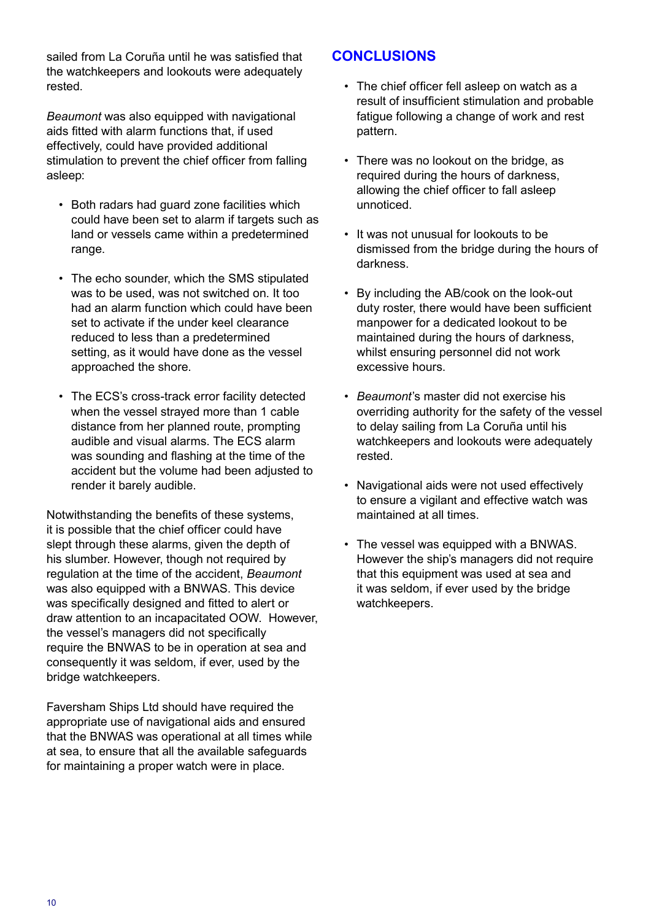sailed from La Coruña until he was satisfied that the watchkeepers and lookouts were adequately rested.

*Beaumont* was also equipped with navigational aids fitted with alarm functions that, if used effectively, could have provided additional stimulation to prevent the chief officer from falling asleep:

- Both radars had guard zone facilities which could have been set to alarm if targets such as land or vessels came within a predetermined range.
- The echo sounder, which the SMS stipulated was to be used, was not switched on. It too had an alarm function which could have been set to activate if the under keel clearance reduced to less than a predetermined setting, as it would have done as the vessel approached the shore.
- The ECS's cross-track error facility detected when the vessel strayed more than 1 cable distance from her planned route, prompting audible and visual alarms. The ECS alarm was sounding and flashing at the time of the accident but the volume had been adjusted to render it barely audible.

Notwithstanding the benefits of these systems, it is possible that the chief officer could have slept through these alarms, given the depth of his slumber. However, though not required by regulation at the time of the accident, *Beaumont* was also equipped with a BNWAS. This device was specifically designed and fitted to alert or draw attention to an incapacitated OOW. However, the vessel's managers did not specifically require the BNWAS to be in operation at sea and consequently it was seldom, if ever, used by the bridge watchkeepers.

Faversham Ships Ltd should have required the appropriate use of navigational aids and ensured that the BNWAS was operational at all times while at sea, to ensure that all the available safeguards for maintaining a proper watch were in place.

## CONCLUSIONS

- The chief officer fell asleep on watch as a result of insufficient stimulation and probable fatigue following a change of work and rest pattern.
- There was no lookout on the bridge, as required during the hours of darkness, allowing the chief officer to fall asleep unnoticed.
- It was not unusual for lookouts to be dismissed from the bridge during the hours of darkness.
- By including the AB/cook on the look-out duty roster, there would have been sufficient manpower for a dedicated lookout to be maintained during the hours of darkness, whilst ensuring personnel did not work excessive hours.
- *Beaumont*'s master did not exercise his overriding authority for the safety of the vessel to delay sailing from La Coruña until his watchkeepers and lookouts were adequately rested.
- Navigational aids were not used effectively to ensure a vigilant and effective watch was maintained at all times.
- The vessel was equipped with a BNWAS. However the ship's managers did not require that this equipment was used at sea and it was seldom, if ever used by the bridge watchkeepers.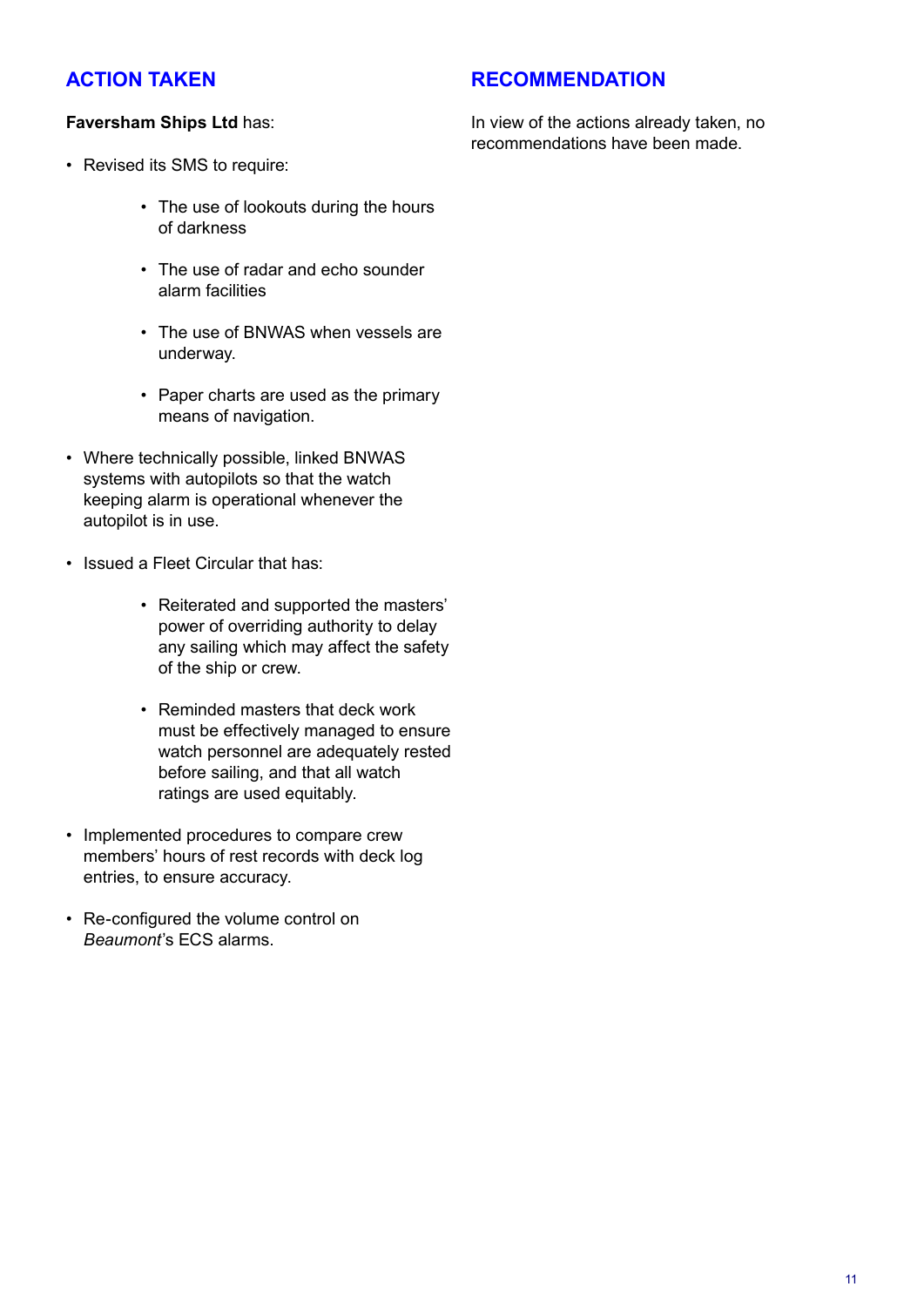## ACTION TAKEN

**Faversham Ships Ltd** has:

- Revised its SMS to require:
    - The use of lookouts during the hours of darkness
    - The use of radar and echo sounder alarm facilities
    - The use of BNWAS when vessels are underway.
    - Paper charts are used as the primary means of navigation.
- Where technically possible, linked BNWAS systems with autopilots so that the watch keeping alarm is operational whenever the autopilot is in use.
- Issued a Fleet Circular that has:
    - Reiterated and supported the masters' power of overriding authority to delay any sailing which may affect the safety of the ship or crew.
    - Reminded masters that deck work must be effectively managed to ensure watch personnel are adequately rested before sailing, and that all watch ratings are used equitably.
- Implemented procedures to compare crew members' hours of rest records with deck log entries, to ensure accuracy.
- Re-configured the volume control on *Beaumont*'s ECS alarms.

## RECOMMENDATION

In view of the actions already taken, no recommendations have been made.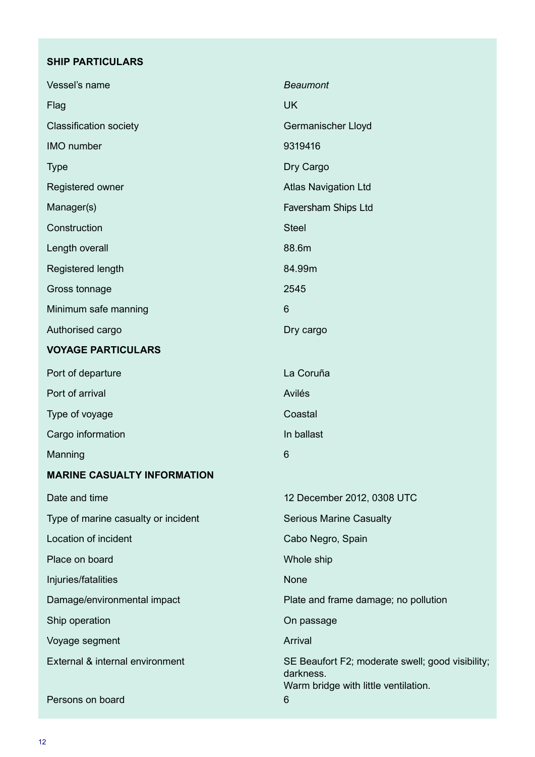## SHIP PARTICULARS

| | |
|---|---|
| Vessel's name | *Beaumont* |
| Flag | UK |
| Classification society | Germanischer Lloyd |
| IMO number | 9319416 |
| Type | Dry Cargo |
| Registered owner | Atlas Navigation Ltd |
| Manager(s) | Faversham Ships Ltd |
| Construction | Steel |
| Length overall | 88.6m |
| Registered length | 84.99m |
| Gross tonnage | 2545 |
| Minimum safe manning | 6 |
| Authorised cargo | Dry cargo |

## VOYAGE PARTICULARS

| | |
|---|---|
| Port of departure | La Coruña |
| Port of arrival | Avilés |
| Type of voyage | Coastal |
| Cargo information | In ballast |
| Manning | 6 |

## MARINE CASUALTY INFORMATION

| | |
|---|---|
| Date and time | 12 December 2012, 0308 UTC |
| Type of marine casualty or incident | Serious Marine Casualty |
| Location of incident | Cabo Negro, Spain |
| Place on board | Whole ship |
| Injuries/fatalities | None |
| Damage/environmental impact | Plate and frame damage; no pollution |
| Ship operation | On passage |
| Voyage segment | Arrival |
| External & internal environment | SE Beaufort F2; moderate swell; good visibility; darkness. Warm bridge with little ventilation. |
| Persons on board | 6 |